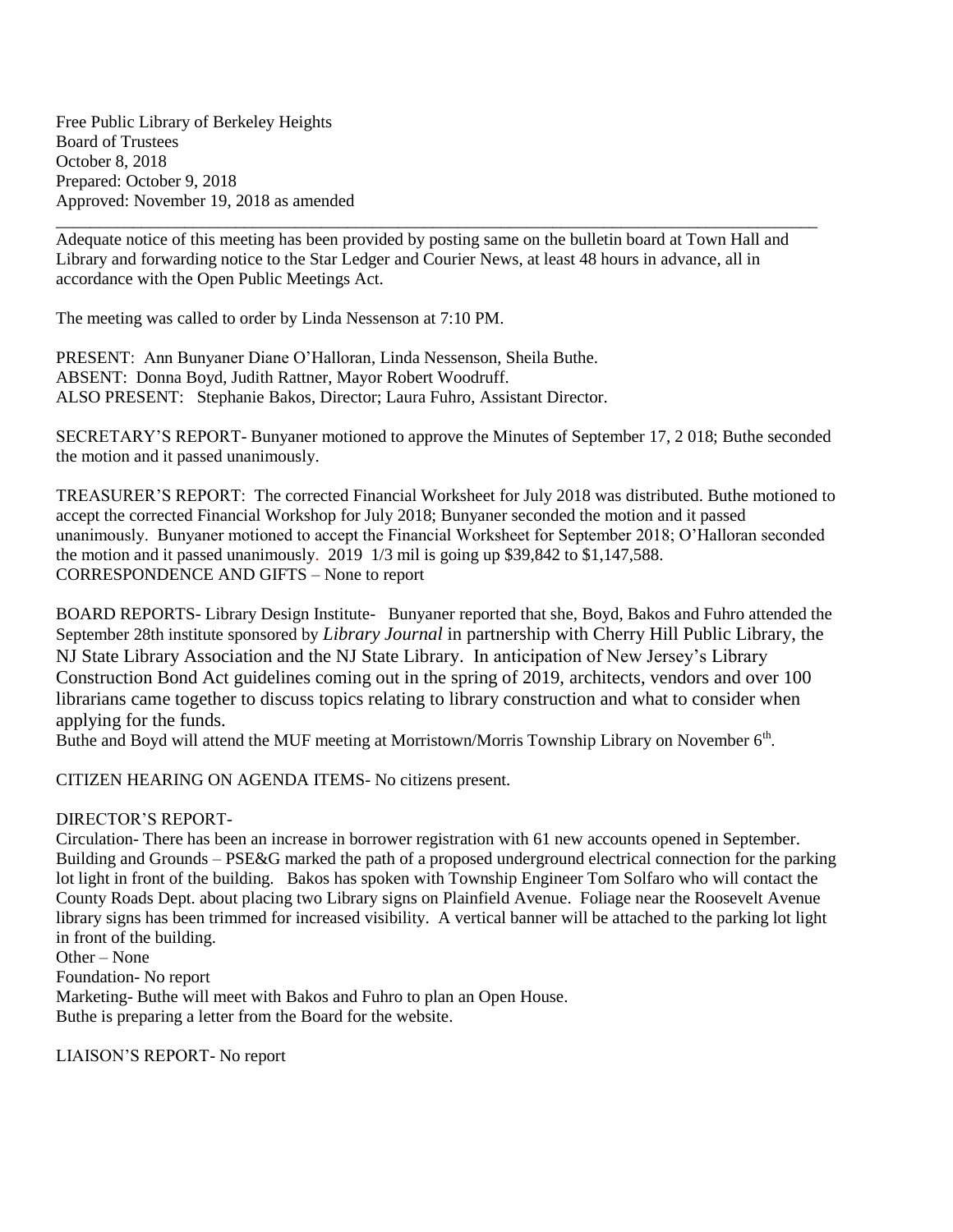Free Public Library of Berkeley Heights
Board of Trustees
October 8, 2018
Prepared: October 9, 2018
Approved: November 19, 2018 as amended

---

Adequate notice of this meeting has been provided by posting same on the bulletin board at Town Hall and Library and forwarding notice to the Star Ledger and Courier News, at least 48 hours in advance, all in accordance with the Open Public Meetings Act.

The meeting was called to order by Linda Nessenson at 7:10 PM.

PRESENT: Ann Bunyaner Diane O'Halloran, Linda Nessenson, Sheila Buthe.
ABSENT: Donna Boyd, Judith Rattner, Mayor Robert Woodruff.
ALSO PRESENT: Stephanie Bakos, Director; Laura Fuhro, Assistant Director.

SECRETARY'S REPORT- Bunyaner motioned to approve the Minutes of September 17, 2 018; Buthe seconded the motion and it passed unanimously.

TREASURER'S REPORT: The corrected Financial Worksheet for July 2018 was distributed. Buthe motioned to accept the corrected Financial Workshop for July 2018; Bunyaner seconded the motion and it passed unanimously. Bunyaner motioned to accept the Financial Worksheet for September 2018; O'Halloran seconded the motion and it passed unanimously. 2019 1/3 mil is going up $39,842 to $1,147,588.
CORRESPONDENCE AND GIFTS – None to report

BOARD REPORTS- Library Design Institute- Bunyaner reported that she, Boyd, Bakos and Fuhro attended the September 28th institute sponsored by *Library Journal* in partnership with Cherry Hill Public Library, the NJ State Library Association and the NJ State Library. In anticipation of New Jersey's Library Construction Bond Act guidelines coming out in the spring of 2019, architects, vendors and over 100 librarians came together to discuss topics relating to library construction and what to consider when applying for the funds.
Buthe and Boyd will attend the MUF meeting at Morristown/Morris Township Library on November 6th.

CITIZEN HEARING ON AGENDA ITEMS- No citizens present.

DIRECTOR'S REPORT-
Circulation- There has been an increase in borrower registration with 61 new accounts opened in September.
Building and Grounds – PSE&G marked the path of a proposed underground electrical connection for the parking lot light in front of the building. Bakos has spoken with Township Engineer Tom Solfaro who will contact the County Roads Dept. about placing two Library signs on Plainfield Avenue. Foliage near the Roosevelt Avenue library signs has been trimmed for increased visibility. A vertical banner will be attached to the parking lot light in front of the building.
Other – None
Foundation- No report
Marketing- Buthe will meet with Bakos and Fuhro to plan an Open House.
Buthe is preparing a letter from the Board for the website.

LIAISON'S REPORT- No report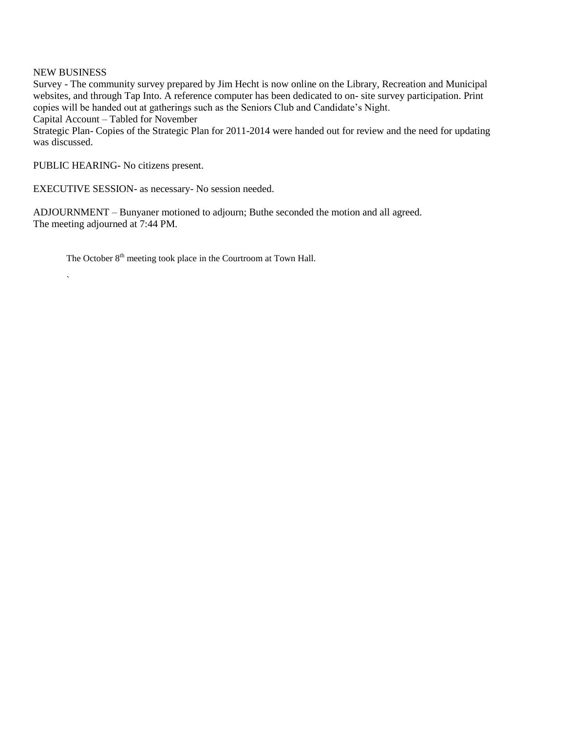NEW BUSINESS

Survey - The community survey prepared by Jim Hecht is now online on the Library, Recreation and Municipal websites, and through Tap Into. A reference computer has been dedicated to on- site survey participation. Print copies will be handed out at gatherings such as the Seniors Club and Candidate's Night.

Capital Account – Tabled for November

Strategic Plan- Copies of the Strategic Plan for 2011-2014 were handed out for review and the need for updating was discussed.

PUBLIC HEARING- No citizens present.

EXECUTIVE SESSION- as necessary- No session needed.

ADJOURNMENT – Bunyaner motioned to adjourn; Buthe seconded the motion and all agreed.
The meeting adjourned at 7:44 PM.

The October 8th meeting took place in the Courtroom at Town Hall.

`